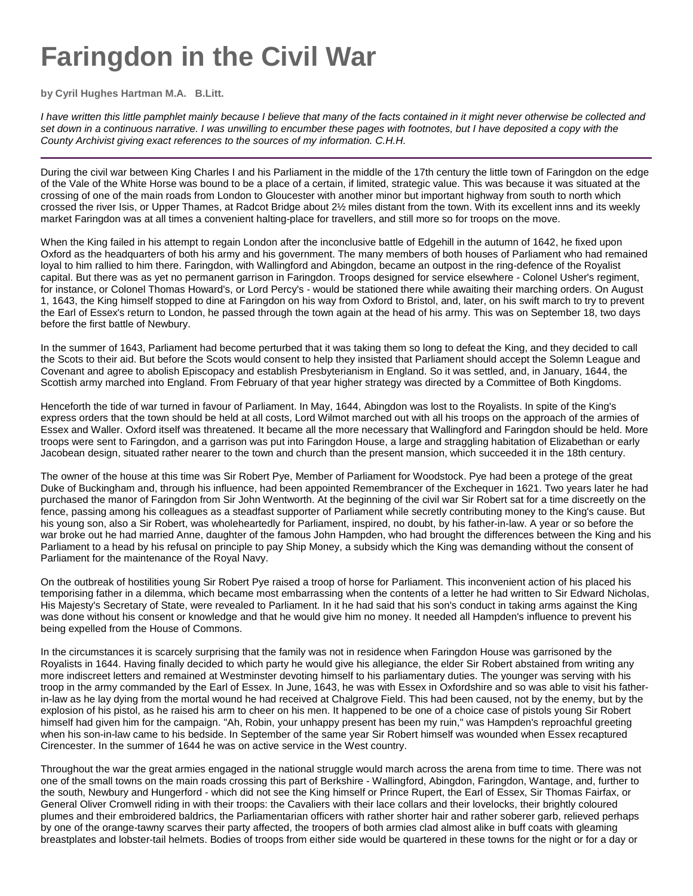# Faringdon in the Civil War

**by Cyril Hughes Hartman M.A. B.Litt.**

*I have written this little pamphlet mainly because I believe that many of the facts contained in it might never otherwise be collected and set down in a continuous narrative. I was unwilling to encumber these pages with footnotes, but I have deposited a copy with the County Archivist giving exact references to the sources of my information. C.H.H.*

---

During the civil war between King Charles I and his Parliament in the middle of the 17th century the little town of Faringdon on the edge of the Vale of the White Horse was bound to be a place of a certain, if limited, strategic value. This was because it was situated at the crossing of one of the main roads from London to Gloucester with another minor but important highway from south to north which crossed the river Isis, or Upper Thames, at Radcot Bridge about 2½ miles distant from the town. With its excellent inns and its weekly market Faringdon was at all times a convenient halting-place for travellers, and still more so for troops on the move.

When the King failed in his attempt to regain London after the inconclusive battle of Edgehill in the autumn of 1642, he fixed upon Oxford as the headquarters of both his army and his government. The many members of both houses of Parliament who had remained loyal to him rallied to him there. Faringdon, with Wallingford and Abingdon, became an outpost in the ring-defence of the Royalist capital. But there was as yet no permanent garrison in Faringdon. Troops designed for service elsewhere - Colonel Usher's regiment, for instance, or Colonel Thomas Howard's, or Lord Percy's - would be stationed there while awaiting their marching orders. On August 1, 1643, the King himself stopped to dine at Faringdon on his way from Oxford to Bristol, and, later, on his swift march to try to prevent the Earl of Essex's return to London, he passed through the town again at the head of his army. This was on September 18, two days before the first battle of Newbury.

In the summer of 1643, Parliament had become perturbed that it was taking them so long to defeat the King, and they decided to call the Scots to their aid. But before the Scots would consent to help they insisted that Parliament should accept the Solemn League and Covenant and agree to abolish Episcopacy and establish Presbyterianism in England. So it was settled, and, in January, 1644, the Scottish army marched into England. From February of that year higher strategy was directed by a Committee of Both Kingdoms.

Henceforth the tide of war turned in favour of Parliament. In May, 1644, Abingdon was lost to the Royalists. In spite of the King's express orders that the town should be held at all costs, Lord Wilmot marched out with all his troops on the approach of the armies of Essex and Waller. Oxford itself was threatened. It became all the more necessary that Wallingford and Faringdon should be held. More troops were sent to Faringdon, and a garrison was put into Faringdon House, a large and straggling habitation of Elizabethan or early Jacobean design, situated rather nearer to the town and church than the present mansion, which succeeded it in the 18th century.

The owner of the house at this time was Sir Robert Pye, Member of Parliament for Woodstock. Pye had been a protege of the great Duke of Buckingham and, through his influence, had been appointed Remembrancer of the Exchequer in 1621. Two years later he had purchased the manor of Faringdon from Sir John Wentworth. At the beginning of the civil war Sir Robert sat for a time discreetly on the fence, passing among his colleagues as a steadfast supporter of Parliament while secretly contributing money to the King's cause. But his young son, also a Sir Robert, was wholeheartedly for Parliament, inspired, no doubt, by his father-in-law. A year or so before the war broke out he had married Anne, daughter of the famous John Hampden, who had brought the differences between the King and his Parliament to a head by his refusal on principle to pay Ship Money, a subsidy which the King was demanding without the consent of Parliament for the maintenance of the Royal Navy.

On the outbreak of hostilities young Sir Robert Pye raised a troop of horse for Parliament. This inconvenient action of his placed his temporising father in a dilemma, which became most embarrassing when the contents of a letter he had written to Sir Edward Nicholas, His Majesty's Secretary of State, were revealed to Parliament. In it he had said that his son's conduct in taking arms against the King was done without his consent or knowledge and that he would give him no money. It needed all Hampden's influence to prevent his being expelled from the House of Commons.

In the circumstances it is scarcely surprising that the family was not in residence when Faringdon House was garrisoned by the Royalists in 1644. Having finally decided to which party he would give his allegiance, the elder Sir Robert abstained from writing any more indiscreet letters and remained at Westminster devoting himself to his parliamentary duties. The younger was serving with his troop in the army commanded by the Earl of Essex. In June, 1643, he was with Essex in Oxfordshire and so was able to visit his father-in-law as he lay dying from the mortal wound he had received at Chalgrove Field. This had been caused, not by the enemy, but by the explosion of his pistol, as he raised his arm to cheer on his men. It happened to be one of a choice case of pistols young Sir Robert himself had given him for the campaign. "Ah, Robin, your unhappy present has been my ruin," was Hampden's reproachful greeting when his son-in-law came to his bedside. In September of the same year Sir Robert himself was wounded when Essex recaptured Cirencester. In the summer of 1644 he was on active service in the West country.

Throughout the war the great armies engaged in the national struggle would march across the arena from time to time. There was not one of the small towns on the main roads crossing this part of Berkshire - Wallingford, Abingdon, Faringdon, Wantage, and, further to the south, Newbury and Hungerford - which did not see the King himself or Prince Rupert, the Earl of Essex, Sir Thomas Fairfax, or General Oliver Cromwell riding in with their troops: the Cavaliers with their lace collars and their lovelocks, their brightly coloured plumes and their embroidered baldrics, the Parliamentarian officers with rather shorter hair and rather soberer garb, relieved perhaps by one of the orange-tawny scarves their party affected, the troopers of both armies clad almost alike in buff coats with gleaming breastplates and lobster-tail helmets. Bodies of troops from either side would be quartered in these towns for the night or for a day or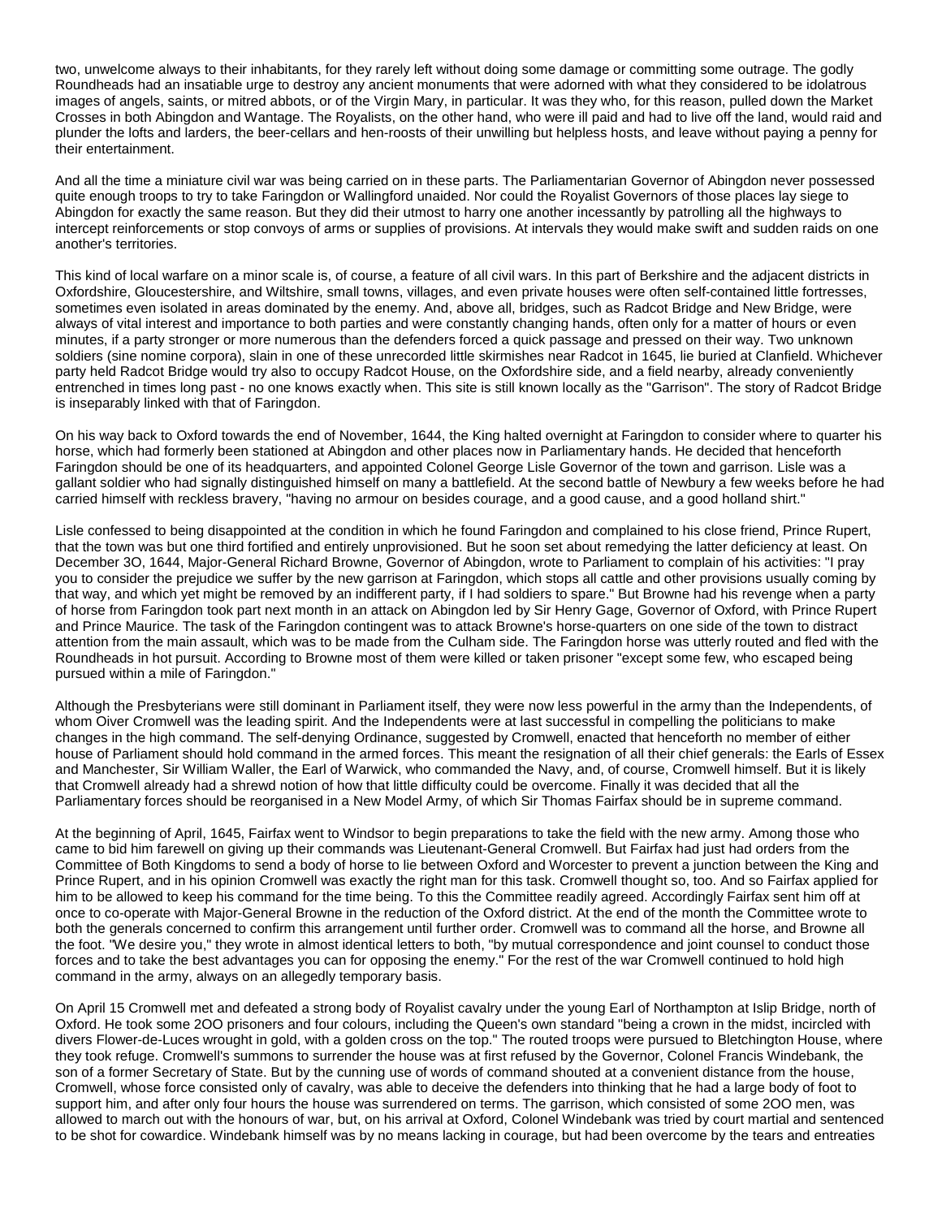two, unwelcome always to their inhabitants, for they rarely left without doing some damage or committing some outrage. The godly Roundheads had an insatiable urge to destroy any ancient monuments that were adorned with what they considered to be idolatrous images of angels, saints, or mitred abbots, or of the Virgin Mary, in particular. It was they who, for this reason, pulled down the Market Crosses in both Abingdon and Wantage. The Royalists, on the other hand, who were ill paid and had to live off the land, would raid and plunder the lofts and larders, the beer-cellars and hen-roosts of their unwilling but helpless hosts, and leave without paying a penny for their entertainment.

And all the time a miniature civil war was being carried on in these parts. The Parliamentarian Governor of Abingdon never possessed quite enough troops to try to take Faringdon or Wallingford unaided. Nor could the Royalist Governors of those places lay siege to Abingdon for exactly the same reason. But they did their utmost to harry one another incessantly by patrolling all the highways to intercept reinforcements or stop convoys of arms or supplies of provisions. At intervals they would make swift and sudden raids on one another's territories.

This kind of local warfare on a minor scale is, of course, a feature of all civil wars. In this part of Berkshire and the adjacent districts in Oxfordshire, Gloucestershire, and Wiltshire, small towns, villages, and even private houses were often self-contained little fortresses, sometimes even isolated in areas dominated by the enemy. And, above all, bridges, such as Radcot Bridge and New Bridge, were always of vital interest and importance to both parties and were constantly changing hands, often only for a matter of hours or even minutes, if a party stronger or more numerous than the defenders forced a quick passage and pressed on their way. Two unknown soldiers (sine nomine corpora), slain in one of these unrecorded little skirmishes near Radcot in 1645, lie buried at Clanfield. Whichever party held Radcot Bridge would try also to occupy Radcot House, on the Oxfordshire side, and a field nearby, already conveniently entrenched in times long past - no one knows exactly when. This site is still known locally as the "Garrison". The story of Radcot Bridge is inseparably linked with that of Faringdon.

On his way back to Oxford towards the end of November, 1644, the King halted overnight at Faringdon to consider where to quarter his horse, which had formerly been stationed at Abingdon and other places now in Parliamentary hands. He decided that henceforth Faringdon should be one of its headquarters, and appointed Colonel George Lisle Governor of the town and garrison. Lisle was a gallant soldier who had signally distinguished himself on many a battlefield. At the second battle of Newbury a few weeks before he had carried himself with reckless bravery, "having no armour on besides courage, and a good cause, and a good holland shirt."

Lisle confessed to being disappointed at the condition in which he found Faringdon and complained to his close friend, Prince Rupert, that the town was but one third fortified and entirely unprovisioned. But he soon set about remedying the latter deficiency at least. On December 3O, 1644, Major-General Richard Browne, Governor of Abingdon, wrote to Parliament to complain of his activities: "I pray you to consider the prejudice we suffer by the new garrison at Faringdon, which stops all cattle and other provisions usually coming by that way, and which yet might be removed by an indifferent party, if I had soldiers to spare." But Browne had his revenge when a party of horse from Faringdon took part next month in an attack on Abingdon led by Sir Henry Gage, Governor of Oxford, with Prince Rupert and Prince Maurice. The task of the Faringdon contingent was to attack Browne's horse-quarters on one side of the town to distract attention from the main assault, which was to be made from the Culham side. The Faringdon horse was utterly routed and fled with the Roundheads in hot pursuit. According to Browne most of them were killed or taken prisoner "except some few, who escaped being pursued within a mile of Faringdon."

Although the Presbyterians were still dominant in Parliament itself, they were now less powerful in the army than the Independents, of whom Oiver Cromwell was the leading spirit. And the Independents were at last successful in compelling the politicians to make changes in the high command. The self-denying Ordinance, suggested by Cromwell, enacted that henceforth no member of either house of Parliament should hold command in the armed forces. This meant the resignation of all their chief generals: the Earls of Essex and Manchester, Sir William Waller, the Earl of Warwick, who commanded the Navy, and, of course, Cromwell himself. But it is likely that Cromwell already had a shrewd notion of how that little difficulty could be overcome. Finally it was decided that all the Parliamentary forces should be reorganised in a New Model Army, of which Sir Thomas Fairfax should be in supreme command.

At the beginning of April, 1645, Fairfax went to Windsor to begin preparations to take the field with the new army. Among those who came to bid him farewell on giving up their commands was Lieutenant-General Cromwell. But Fairfax had just had orders from the Committee of Both Kingdoms to send a body of horse to lie between Oxford and Worcester to prevent a junction between the King and Prince Rupert, and in his opinion Cromwell was exactly the right man for this task. Cromwell thought so, too. And so Fairfax applied for him to be allowed to keep his command for the time being. To this the Committee readily agreed. Accordingly Fairfax sent him off at once to co-operate with Major-General Browne in the reduction of the Oxford district. At the end of the month the Committee wrote to both the generals concerned to confirm this arrangement until further order. Cromwell was to command all the horse, and Browne all the foot. "We desire you," they wrote in almost identical letters to both, "by mutual correspondence and joint counsel to conduct those forces and to take the best advantages you can for opposing the enemy." For the rest of the war Cromwell continued to hold high command in the army, always on an allegedly temporary basis.

On April 15 Cromwell met and defeated a strong body of Royalist cavalry under the young Earl of Northampton at Islip Bridge, north of Oxford. He took some 2OO prisoners and four colours, including the Queen's own standard "being a crown in the midst, incircled with divers Flower-de-Luces wrought in gold, with a golden cross on the top." The routed troops were pursued to Bletchington House, where they took refuge. Cromwell's summons to surrender the house was at first refused by the Governor, Colonel Francis Windebank, the son of a former Secretary of State. But by the cunning use of words of command shouted at a convenient distance from the house, Cromwell, whose force consisted only of cavalry, was able to deceive the defenders into thinking that he had a large body of foot to support him, and after only four hours the house was surrendered on terms. The garrison, which consisted of some 2OO men, was allowed to march out with the honours of war, but, on his arrival at Oxford, Colonel Windebank was tried by court martial and sentenced to be shot for cowardice. Windebank himself was by no means lacking in courage, but had been overcome by the tears and entreaties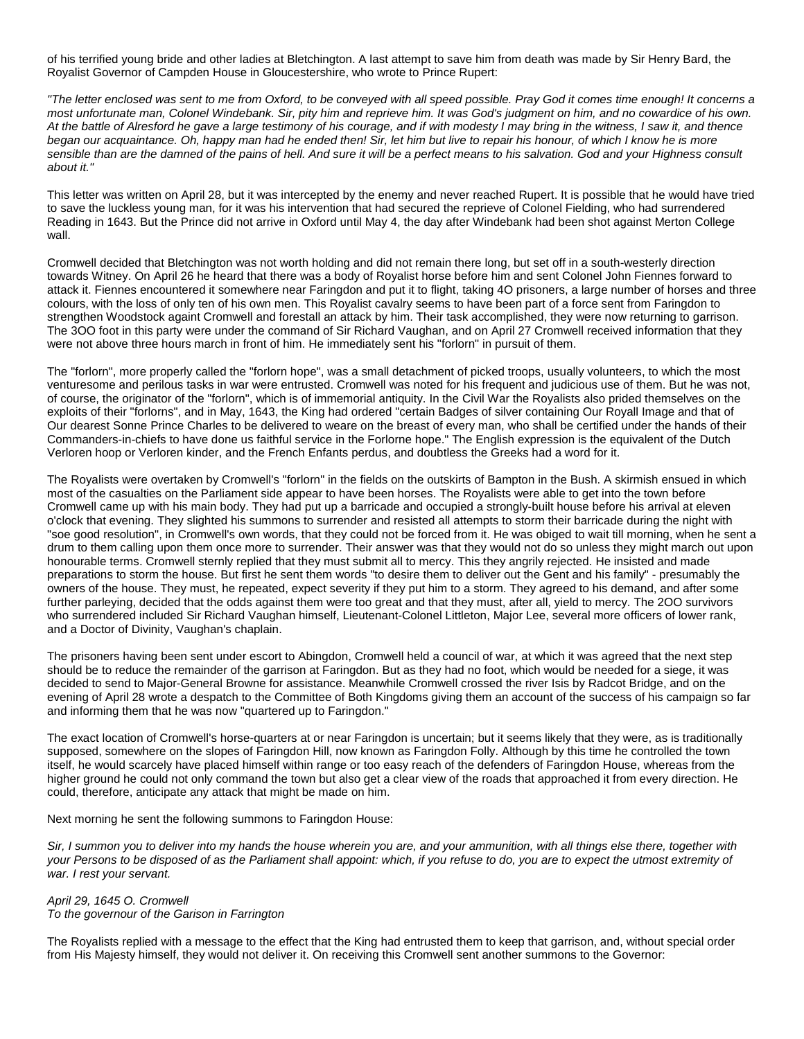of his terrified young bride and other ladies at Bletchington. A last attempt to save him from death was made by Sir Henry Bard, the Royalist Governor of Campden House in Gloucestershire, who wrote to Prince Rupert:

*"The letter enclosed was sent to me from Oxford, to be conveyed with all speed possible. Pray God it comes time enough! It concerns a most unfortunate man, Colonel Windebank. Sir, pity him and reprieve him. It was God's judgment on him, and no cowardice of his own. At the battle of Alresford he gave a large testimony of his courage, and if with modesty I may bring in the witness, I saw it, and thence began our acquaintance. Oh, happy man had he ended then! Sir, let him but live to repair his honour, of which I know he is more sensible than are the damned of the pains of hell. And sure it will be a perfect means to his salvation. God and your Highness consult about it."*

This letter was written on April 28, but it was intercepted by the enemy and never reached Rupert. It is possible that he would have tried to save the luckless young man, for it was his intervention that had secured the reprieve of Colonel Fielding, who had surrendered Reading in 1643. But the Prince did not arrive in Oxford until May 4, the day after Windebank had been shot against Merton College wall.

Cromwell decided that Bletchington was not worth holding and did not remain there long, but set off in a south-westerly direction towards Witney. On April 26 he heard that there was a body of Royalist horse before him and sent Colonel John Fiennes forward to attack it. Fiennes encountered it somewhere near Faringdon and put it to flight, taking 4O prisoners, a large number of horses and three colours, with the loss of only ten of his own men. This Royalist cavalry seems to have been part of a force sent from Faringdon to strengthen Woodstock againt Cromwell and forestall an attack by him. Their task accomplished, they were now returning to garrison. The 3OO foot in this party were under the command of Sir Richard Vaughan, and on April 27 Cromwell received information that they were not above three hours march in front of him. He immediately sent his "forlorn" in pursuit of them.

The "forlorn", more properly called the "forlorn hope", was a small detachment of picked troops, usually volunteers, to which the most venturesome and perilous tasks in war were entrusted. Cromwell was noted for his frequent and judicious use of them. But he was not, of course, the originator of the "forlorn", which is of immemorial antiquity. In the Civil War the Royalists also prided themselves on the exploits of their "forlorns", and in May, 1643, the King had ordered "certain Badges of silver containing Our Royall Image and that of Our dearest Sonne Prince Charles to be delivered to weare on the breast of every man, who shall be certified under the hands of their Commanders-in-chiefs to have done us faithful service in the Forlorne hope." The English expression is the equivalent of the Dutch Verloren hoop or Verloren kinder, and the French Enfants perdus, and doubtless the Greeks had a word for it.

The Royalists were overtaken by Cromwell's "forlorn" in the fields on the outskirts of Bampton in the Bush. A skirmish ensued in which most of the casualties on the Parliament side appear to have been horses. The Royalists were able to get into the town before Cromwell came up with his main body. They had put up a barricade and occupied a strongly-built house before his arrival at eleven o'clock that evening. They slighted his summons to surrender and resisted all attempts to storm their barricade during the night with "soe good resolution", in Cromwell's own words, that they could not be forced from it. He was obiged to wait till morning, when he sent a drum to them calling upon them once more to surrender. Their answer was that they would not do so unless they might march out upon honourable terms. Cromwell sternly replied that they must submit all to mercy. This they angrily rejected. He insisted and made preparations to storm the house. But first he sent them words "to desire them to deliver out the Gent and his family" - presumably the owners of the house. They must, he repeated, expect severity if they put him to a storm. They agreed to his demand, and after some further parleying, decided that the odds against them were too great and that they must, after all, yield to mercy. The 2OO survivors who surrendered included Sir Richard Vaughan himself, Lieutenant-Colonel Littleton, Major Lee, several more officers of lower rank, and a Doctor of Divinity, Vaughan's chaplain.

The prisoners having been sent under escort to Abingdon, Cromwell held a council of war, at which it was agreed that the next step should be to reduce the remainder of the garrison at Faringdon. But as they had no foot, which would be needed for a siege, it was decided to send to Major-General Browne for assistance. Meanwhile Cromwell crossed the river Isis by Radcot Bridge, and on the evening of April 28 wrote a despatch to the Committee of Both Kingdoms giving them an account of the success of his campaign so far and informing them that he was now "quartered up to Faringdon."

The exact location of Cromwell's horse-quarters at or near Faringdon is uncertain; but it seems likely that they were, as is traditionally supposed, somewhere on the slopes of Faringdon Hill, now known as Faringdon Folly. Although by this time he controlled the town itself, he would scarcely have placed himself within range or too easy reach of the defenders of Faringdon House, whereas from the higher ground he could not only command the town but also get a clear view of the roads that approached it from every direction. He could, therefore, anticipate any attack that might be made on him.

Next morning he sent the following summons to Faringdon House:

*Sir, I summon you to deliver into my hands the house wherein you are, and your ammunition, with all things else there, together with your Persons to be disposed of as the Parliament shall appoint: which, if you refuse to do, you are to expect the utmost extremity of war. I rest your servant.*

*April 29, 1645 O. Cromwell*
*To the governour of the Garison in Farrington*

The Royalists replied with a message to the effect that the King had entrusted them to keep that garrison, and, without special order from His Majesty himself, they would not deliver it. On receiving this Cromwell sent another summons to the Governor: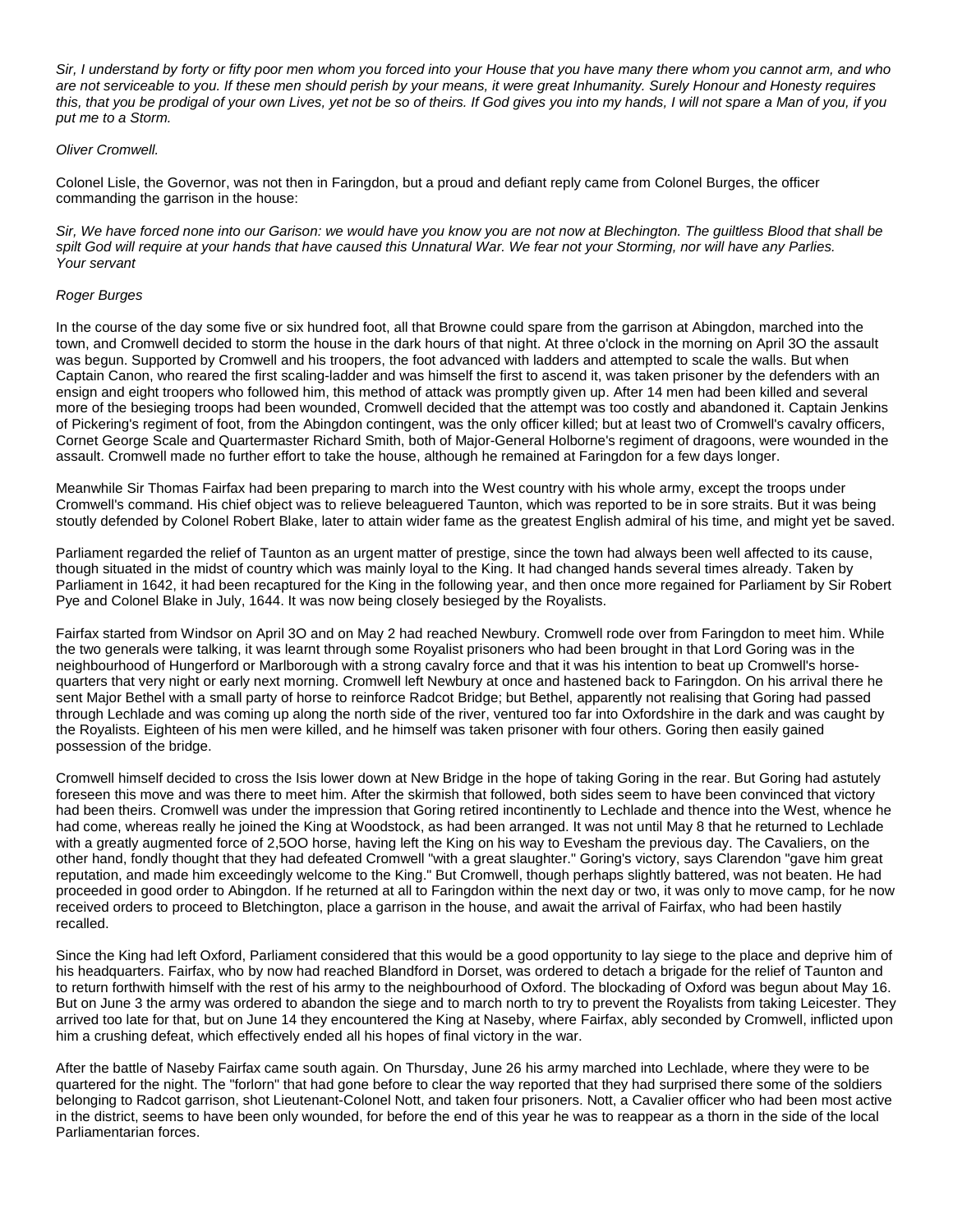*Sir, I understand by forty or fifty poor men whom you forced into your House that you have many there whom you cannot arm, and who are not serviceable to you. If these men should perish by your means, it were great Inhumanity. Surely Honour and Honesty requires this, that you be prodigal of your own Lives, yet not be so of theirs. If God gives you into my hands, I will not spare a Man of you, if you put me to a Storm.*

*Oliver Cromwell.*

Colonel Lisle, the Governor, was not then in Faringdon, but a proud and defiant reply came from Colonel Burges, the officer commanding the garrison in the house:

*Sir, We have forced none into our Garison: we would have you know you are not now at Blechington. The guiltless Blood that shall be spilt God will require at your hands that have caused this Unnatural War. We fear not your Storming, nor will have any Parlies.*
*Your servant*

*Roger Burges*

In the course of the day some five or six hundred foot, all that Browne could spare from the garrison at Abingdon, marched into the town, and Cromwell decided to storm the house in the dark hours of that night. At three o'clock in the morning on April 3O the assault was begun. Supported by Cromwell and his troopers, the foot advanced with ladders and attempted to scale the walls. But when Captain Canon, who reared the first scaling-ladder and was himself the first to ascend it, was taken prisoner by the defenders with an ensign and eight troopers who followed him, this method of attack was promptly given up. After 14 men had been killed and several more of the besieging troops had been wounded, Cromwell decided that the attempt was too costly and abandoned it. Captain Jenkins of Pickering's regiment of foot, from the Abingdon contingent, was the only officer killed; but at least two of Cromwell's cavalry officers, Cornet George Scale and Quartermaster Richard Smith, both of Major-General Holborne's regiment of dragoons, were wounded in the assault. Cromwell made no further effort to take the house, although he remained at Faringdon for a few days longer.

Meanwhile Sir Thomas Fairfax had been preparing to march into the West country with his whole army, except the troops under Cromwell's command. His chief object was to relieve beleaguered Taunton, which was reported to be in sore straits. But it was being stoutly defended by Colonel Robert Blake, later to attain wider fame as the greatest English admiral of his time, and might yet be saved.

Parliament regarded the relief of Taunton as an urgent matter of prestige, since the town had always been well affected to its cause, though situated in the midst of country which was mainly loyal to the King. It had changed hands several times already. Taken by Parliament in 1642, it had been recaptured for the King in the following year, and then once more regained for Parliament by Sir Robert Pye and Colonel Blake in July, 1644. It was now being closely besieged by the Royalists.

Fairfax started from Windsor on April 3O and on May 2 had reached Newbury. Cromwell rode over from Faringdon to meet him. While the two generals were talking, it was learnt through some Royalist prisoners who had been brought in that Lord Goring was in the neighbourhood of Hungerford or Marlborough with a strong cavalry force and that it was his intention to beat up Cromwell's horse-quarters that very night or early next morning. Cromwell left Newbury at once and hastened back to Faringdon. On his arrival there he sent Major Bethel with a small party of horse to reinforce Radcot Bridge; but Bethel, apparently not realising that Goring had passed through Lechlade and was coming up along the north side of the river, ventured too far into Oxfordshire in the dark and was caught by the Royalists. Eighteen of his men were killed, and he himself was taken prisoner with four others. Goring then easily gained possession of the bridge.

Cromwell himself decided to cross the Isis lower down at New Bridge in the hope of taking Goring in the rear. But Goring had astutely foreseen this move and was there to meet him. After the skirmish that followed, both sides seem to have been convinced that victory had been theirs. Cromwell was under the impression that Goring retired incontinently to Lechlade and thence into the West, whence he had come, whereas really he joined the King at Woodstock, as had been arranged. It was not until May 8 that he returned to Lechlade with a greatly augmented force of 2,5OO horse, having left the King on his way to Evesham the previous day. The Cavaliers, on the other hand, fondly thought that they had defeated Cromwell "with a great slaughter." Goring's victory, says Clarendon "gave him great reputation, and made him exceedingly welcome to the King." But Cromwell, though perhaps slightly battered, was not beaten. He had proceeded in good order to Abingdon. If he returned at all to Faringdon within the next day or two, it was only to move camp, for he now received orders to proceed to Bletchington, place a garrison in the house, and await the arrival of Fairfax, who had been hastily recalled.

Since the King had left Oxford, Parliament considered that this would be a good opportunity to lay siege to the place and deprive him of his headquarters. Fairfax, who by now had reached Blandford in Dorset, was ordered to detach a brigade for the relief of Taunton and to return forthwith himself with the rest of his army to the neighbourhood of Oxford. The blockading of Oxford was begun about May 16. But on June 3 the army was ordered to abandon the siege and to march north to try to prevent the Royalists from taking Leicester. They arrived too late for that, but on June 14 they encountered the King at Naseby, where Fairfax, ably seconded by Cromwell, inflicted upon him a crushing defeat, which effectively ended all his hopes of final victory in the war.

After the battle of Naseby Fairfax came south again. On Thursday, June 26 his army marched into Lechlade, where they were to be quartered for the night. The "forlorn" that had gone before to clear the way reported that they had surprised there some of the soldiers belonging to Radcot garrison, shot Lieutenant-Colonel Nott, and taken four prisoners. Nott, a Cavalier officer who had been most active in the district, seems to have been only wounded, for before the end of this year he was to reappear as a thorn in the side of the local Parliamentarian forces.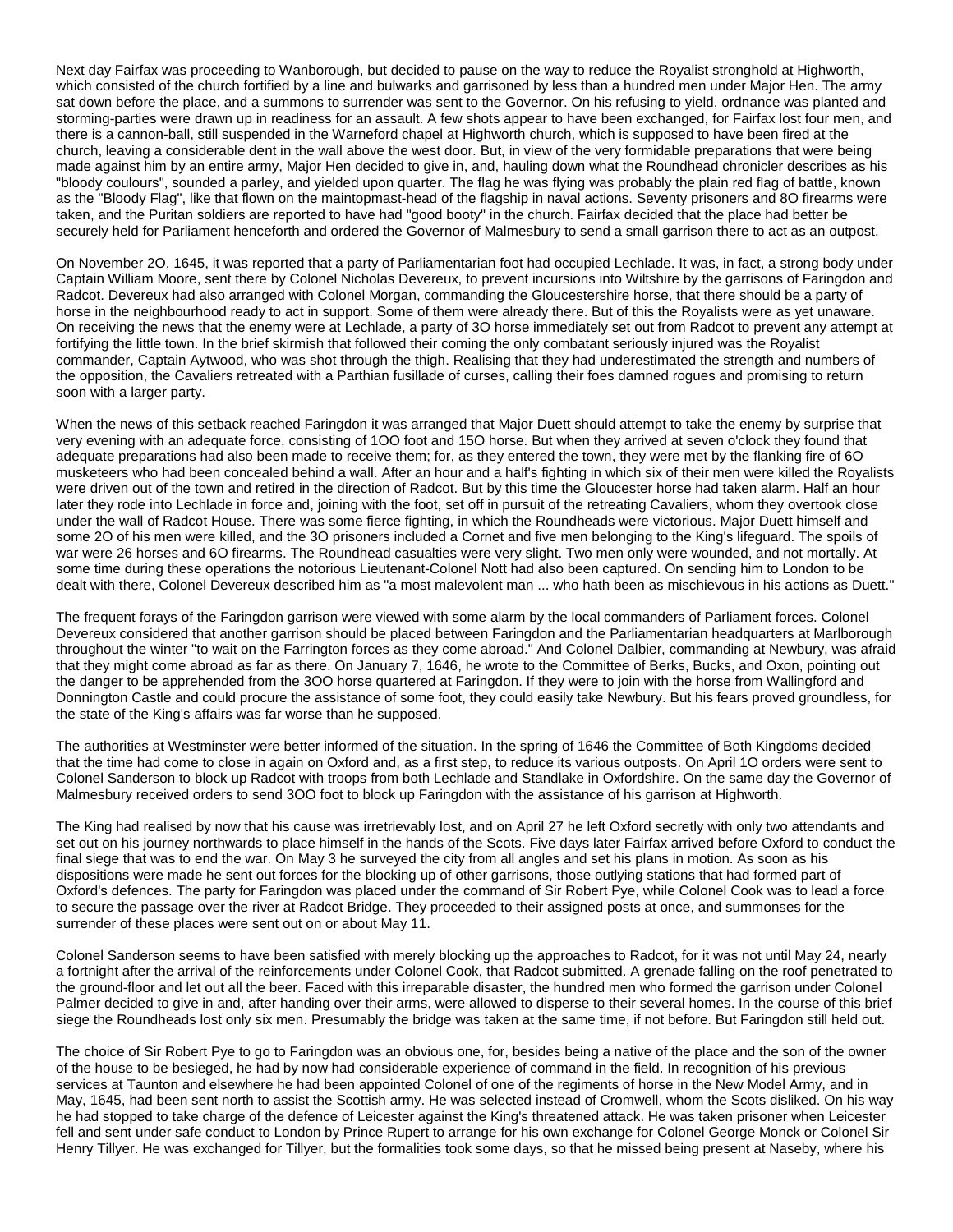Next day Fairfax was proceeding to Wanborough, but decided to pause on the way to reduce the Royalist stronghold at Highworth, which consisted of the church fortified by a line and bulwarks and garrisoned by less than a hundred men under Major Hen. The army sat down before the place, and a summons to surrender was sent to the Governor. On his refusing to yield, ordnance was planted and storming-parties were drawn up in readiness for an assault. A few shots appear to have been exchanged, for Fairfax lost four men, and there is a cannon-ball, still suspended in the Warneford chapel at Highworth church, which is supposed to have been fired at the church, leaving a considerable dent in the wall above the west door. But, in view of the very formidable preparations that were being made against him by an entire army, Major Hen decided to give in, and, hauling down what the Roundhead chronicler describes as his "bloody coulours", sounded a parley, and yielded upon quarter. The flag he was flying was probably the plain red flag of battle, known as the "Bloody Flag", like that flown on the maintopmast-head of the flagship in naval actions. Seventy prisoners and 8O firearms were taken, and the Puritan soldiers are reported to have had "good booty" in the church. Fairfax decided that the place had better be securely held for Parliament henceforth and ordered the Governor of Malmesbury to send a small garrison there to act as an outpost.

On November 2O, 1645, it was reported that a party of Parliamentarian foot had occupied Lechlade. It was, in fact, a strong body under Captain William Moore, sent there by Colonel Nicholas Devereux, to prevent incursions into Wiltshire by the garrisons of Faringdon and Radcot. Devereux had also arranged with Colonel Morgan, commanding the Gloucestershire horse, that there should be a party of horse in the neighbourhood ready to act in support. Some of them were already there. But of this the Royalists were as yet unaware. On receiving the news that the enemy were at Lechlade, a party of 3O horse immediately set out from Radcot to prevent any attempt at fortifying the little town. In the brief skirmish that followed their coming the only combatant seriously injured was the Royalist commander, Captain Aytwood, who was shot through the thigh. Realising that they had underestimated the strength and numbers of the opposition, the Cavaliers retreated with a Parthian fusillade of curses, calling their foes damned rogues and promising to return soon with a larger party.

When the news of this setback reached Faringdon it was arranged that Major Duett should attempt to take the enemy by surprise that very evening with an adequate force, consisting of 1OO foot and 15O horse. But when they arrived at seven o'clock they found that adequate preparations had also been made to receive them; for, as they entered the town, they were met by the flanking fire of 6O musketeers who had been concealed behind a wall. After an hour and a half's fighting in which six of their men were killed the Royalists were driven out of the town and retired in the direction of Radcot. But by this time the Gloucester horse had taken alarm. Half an hour later they rode into Lechlade in force and, joining with the foot, set off in pursuit of the retreating Cavaliers, whom they overtook close under the wall of Radcot House. There was some fierce fighting, in which the Roundheads were victorious. Major Duett himself and some 2O of his men were killed, and the 3O prisoners included a Cornet and five men belonging to the King's lifeguard. The spoils of war were 26 horses and 6O firearms. The Roundhead casualties were very slight. Two men only were wounded, and not mortally. At some time during these operations the notorious Lieutenant-Colonel Nott had also been captured. On sending him to London to be dealt with there, Colonel Devereux described him as "a most malevolent man ... who hath been as mischievous in his actions as Duett."

The frequent forays of the Faringdon garrison were viewed with some alarm by the local commanders of Parliament forces. Colonel Devereux considered that another garrison should be placed between Faringdon and the Parliamentarian headquarters at Marlborough throughout the winter "to wait on the Farrington forces as they come abroad." And Colonel Dalbier, commanding at Newbury, was afraid that they might come abroad as far as there. On January 7, 1646, he wrote to the Committee of Berks, Bucks, and Oxon, pointing out the danger to be apprehended from the 3OO horse quartered at Faringdon. If they were to join with the horse from Wallingford and Donnington Castle and could procure the assistance of some foot, they could easily take Newbury. But his fears proved groundless, for the state of the King's affairs was far worse than he supposed.

The authorities at Westminster were better informed of the situation. In the spring of 1646 the Committee of Both Kingdoms decided that the time had come to close in again on Oxford and, as a first step, to reduce its various outposts. On April 1O orders were sent to Colonel Sanderson to block up Radcot with troops from both Lechlade and Standlake in Oxfordshire. On the same day the Governor of Malmesbury received orders to send 3OO foot to block up Faringdon with the assistance of his garrison at Highworth.

The King had realised by now that his cause was irretrievably lost, and on April 27 he left Oxford secretly with only two attendants and set out on his journey northwards to place himself in the hands of the Scots. Five days later Fairfax arrived before Oxford to conduct the final siege that was to end the war. On May 3 he surveyed the city from all angles and set his plans in motion. As soon as his dispositions were made he sent out forces for the blocking up of other garrisons, those outlying stations that had formed part of Oxford's defences. The party for Faringdon was placed under the command of Sir Robert Pye, while Colonel Cook was to lead a force to secure the passage over the river at Radcot Bridge. They proceeded to their assigned posts at once, and summonses for the surrender of these places were sent out on or about May 11.

Colonel Sanderson seems to have been satisfied with merely blocking up the approaches to Radcot, for it was not until May 24, nearly a fortnight after the arrival of the reinforcements under Colonel Cook, that Radcot submitted. A grenade falling on the roof penetrated to the ground-floor and let out all the beer. Faced with this irreparable disaster, the hundred men who formed the garrison under Colonel Palmer decided to give in and, after handing over their arms, were allowed to disperse to their several homes. In the course of this brief siege the Roundheads lost only six men. Presumably the bridge was taken at the same time, if not before. But Faringdon still held out.

The choice of Sir Robert Pye to go to Faringdon was an obvious one, for, besides being a native of the place and the son of the owner of the house to be besieged, he had by now had considerable experience of command in the field. In recognition of his previous services at Taunton and elsewhere he had been appointed Colonel of one of the regiments of horse in the New Model Army, and in May, 1645, had been sent north to assist the Scottish army. He was selected instead of Cromwell, whom the Scots disliked. On his way he had stopped to take charge of the defence of Leicester against the King's threatened attack. He was taken prisoner when Leicester fell and sent under safe conduct to London by Prince Rupert to arrange for his own exchange for Colonel George Monck or Colonel Sir Henry Tillyer. He was exchanged for Tillyer, but the formalities took some days, so that he missed being present at Naseby, where his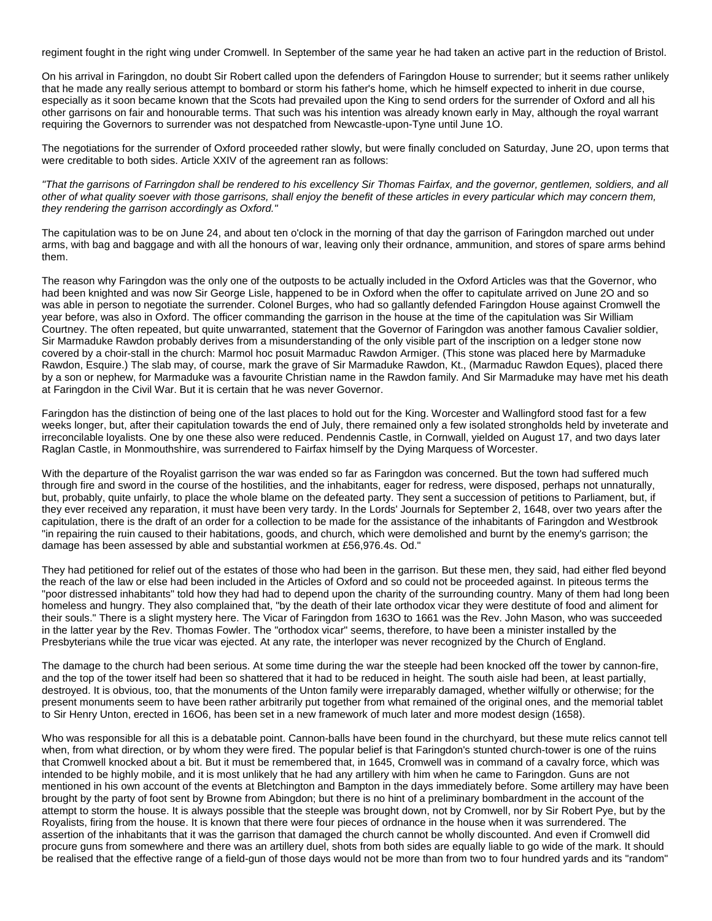regiment fought in the right wing under Cromwell. In September of the same year he had taken an active part in the reduction of Bristol.

On his arrival in Faringdon, no doubt Sir Robert called upon the defenders of Faringdon House to surrender; but it seems rather unlikely that he made any really serious attempt to bombard or storm his father's home, which he himself expected to inherit in due course, especially as it soon became known that the Scots had prevailed upon the King to send orders for the surrender of Oxford and all his other garrisons on fair and honourable terms. That such was his intention was already known early in May, although the royal warrant requiring the Governors to surrender was not despatched from Newcastle-upon-Tyne until June 1O.

The negotiations for the surrender of Oxford proceeded rather slowly, but were finally concluded on Saturday, June 2O, upon terms that were creditable to both sides. Article XXIV of the agreement ran as follows:

*"That the garrisons of Farringdon shall be rendered to his excellency Sir Thomas Fairfax, and the governor, gentlemen, soldiers, and all other of what quality soever with those garrisons, shall enjoy the benefit of these articles in every particular which may concern them, they rendering the garrison accordingly as Oxford."*

The capitulation was to be on June 24, and about ten o'clock in the morning of that day the garrison of Faringdon marched out under arms, with bag and baggage and with all the honours of war, leaving only their ordnance, ammunition, and stores of spare arms behind them.

The reason why Faringdon was the only one of the outposts to be actually included in the Oxford Articles was that the Governor, who had been knighted and was now Sir George Lisle, happened to be in Oxford when the offer to capitulate arrived on June 2O and so was able in person to negotiate the surrender. Colonel Burges, who had so gallantly defended Faringdon House against Cromwell the year before, was also in Oxford. The officer commanding the garrison in the house at the time of the capitulation was Sir William Courtney. The often repeated, but quite unwarranted, statement that the Governor of Faringdon was another famous Cavalier soldier, Sir Marmaduke Rawdon probably derives from a misunderstanding of the only visible part of the inscription on a ledger stone now covered by a choir-stall in the church: Marmol hoc posuit Marmaduc Rawdon Armiger. (This stone was placed here by Marmaduke Rawdon, Esquire.) The slab may, of course, mark the grave of Sir Marmaduke Rawdon, Kt., (Marmaduc Rawdon Eques), placed there by a son or nephew, for Marmaduke was a favourite Christian name in the Rawdon family. And Sir Marmaduke may have met his death at Faringdon in the Civil War. But it is certain that he was never Governor.

Faringdon has the distinction of being one of the last places to hold out for the King. Worcester and Wallingford stood fast for a few weeks longer, but, after their capitulation towards the end of July, there remained only a few isolated strongholds held by inveterate and irreconcilable loyalists. One by one these also were reduced. Pendennis Castle, in Cornwall, yielded on August 17, and two days later Raglan Castle, in Monmouthshire, was surrendered to Fairfax himself by the Dying Marquess of Worcester.

With the departure of the Royalist garrison the war was ended so far as Faringdon was concerned. But the town had suffered much through fire and sword in the course of the hostilities, and the inhabitants, eager for redress, were disposed, perhaps not unnaturally, but, probably, quite unfairly, to place the whole blame on the defeated party. They sent a succession of petitions to Parliament, but, if they ever received any reparation, it must have been very tardy. In the Lords' Journals for September 2, 1648, over two years after the capitulation, there is the draft of an order for a collection to be made for the assistance of the inhabitants of Faringdon and Westbrook "in repairing the ruin caused to their habitations, goods, and church, which were demolished and burnt by the enemy's garrison; the damage has been assessed by able and substantial workmen at £56,976.4s. Od."

They had petitioned for relief out of the estates of those who had been in the garrison. But these men, they said, had either fled beyond the reach of the law or else had been included in the Articles of Oxford and so could not be proceeded against. In piteous terms the "poor distressed inhabitants" told how they had had to depend upon the charity of the surrounding country. Many of them had long been homeless and hungry. They also complained that, "by the death of their late orthodox vicar they were destitute of food and aliment for their souls." There is a slight mystery here. The Vicar of Faringdon from 163O to 1661 was the Rev. John Mason, who was succeeded in the latter year by the Rev. Thomas Fowler. The "orthodox vicar" seems, therefore, to have been a minister installed by the Presbyterians while the true vicar was ejected. At any rate, the interloper was never recognized by the Church of England.

The damage to the church had been serious. At some time during the war the steeple had been knocked off the tower by cannon-fire, and the top of the tower itself had been so shattered that it had to be reduced in height. The south aisle had been, at least partially, destroyed. It is obvious, too, that the monuments of the Unton family were irreparably damaged, whether wilfully or otherwise; for the present monuments seem to have been rather arbitrarily put together from what remained of the original ones, and the memorial tablet to Sir Henry Unton, erected in 16O6, has been set in a new framework of much later and more modest design (1658).

Who was responsible for all this is a debatable point. Cannon-balls have been found in the churchyard, but these mute relics cannot tell when, from what direction, or by whom they were fired. The popular belief is that Faringdon's stunted church-tower is one of the ruins that Cromwell knocked about a bit. But it must be remembered that, in 1645, Cromwell was in command of a cavalry force, which was intended to be highly mobile, and it is most unlikely that he had any artillery with him when he came to Faringdon. Guns are not mentioned in his own account of the events at Bletchington and Bampton in the days immediately before. Some artillery may have been brought by the party of foot sent by Browne from Abingdon; but there is no hint of a preliminary bombardment in the account of the attempt to storm the house. It is always possible that the steeple was brought down, not by Cromwell, nor by Sir Robert Pye, but by the Royalists, firing from the house. It is known that there were four pieces of ordnance in the house when it was surrendered. The assertion of the inhabitants that it was the garrison that damaged the church cannot be wholly discounted. And even if Cromwell did procure guns from somewhere and there was an artillery duel, shots from both sides are equally liable to go wide of the mark. It should be realised that the effective range of a field-gun of those days would not be more than from two to four hundred yards and its "random"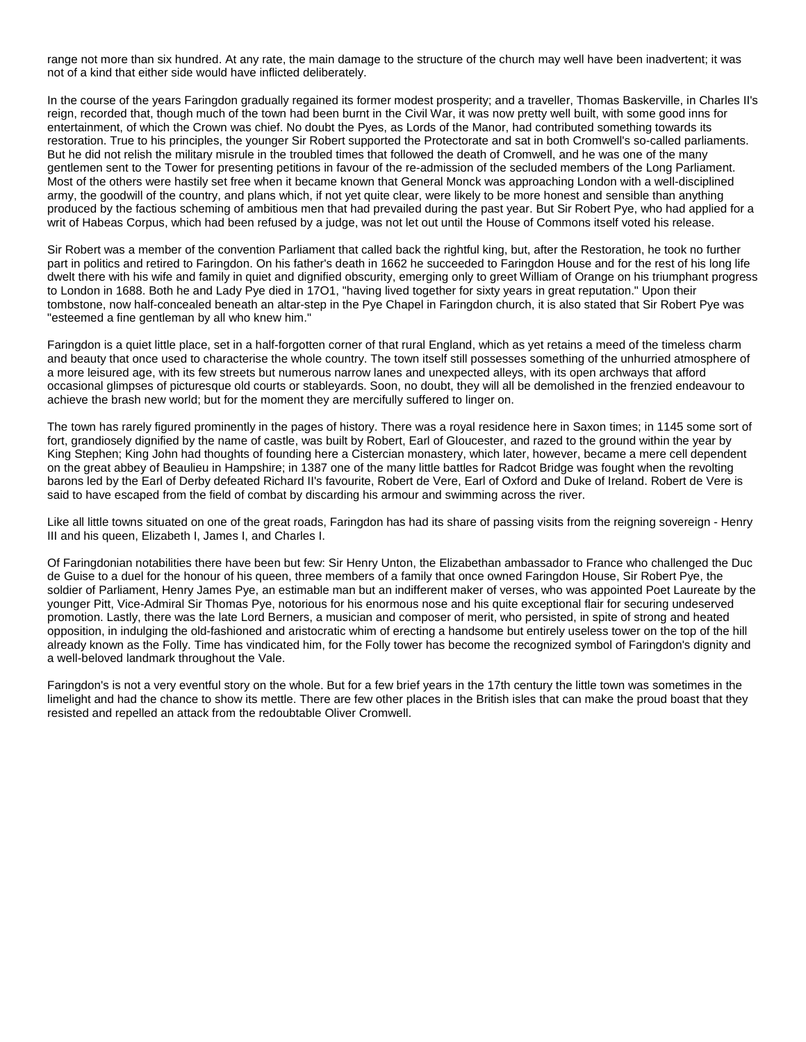range not more than six hundred. At any rate, the main damage to the structure of the church may well have been inadvertent; it was not of a kind that either side would have inflicted deliberately.

In the course of the years Faringdon gradually regained its former modest prosperity; and a traveller, Thomas Baskerville, in Charles II's reign, recorded that, though much of the town had been burnt in the Civil War, it was now pretty well built, with some good inns for entertainment, of which the Crown was chief. No doubt the Pyes, as Lords of the Manor, had contributed something towards its restoration. True to his principles, the younger Sir Robert supported the Protectorate and sat in both Cromwell's so-called parliaments. But he did not relish the military misrule in the troubled times that followed the death of Cromwell, and he was one of the many gentlemen sent to the Tower for presenting petitions in favour of the re-admission of the secluded members of the Long Parliament. Most of the others were hastily set free when it became known that General Monck was approaching London with a well-disciplined army, the goodwill of the country, and plans which, if not yet quite clear, were likely to be more honest and sensible than anything produced by the factious scheming of ambitious men that had prevailed during the past year. But Sir Robert Pye, who had applied for a writ of Habeas Corpus, which had been refused by a judge, was not let out until the House of Commons itself voted his release.

Sir Robert was a member of the convention Parliament that called back the rightful king, but, after the Restoration, he took no further part in politics and retired to Faringdon. On his father's death in 1662 he succeeded to Faringdon House and for the rest of his long life dwelt there with his wife and family in quiet and dignified obscurity, emerging only to greet William of Orange on his triumphant progress to London in 1688. Both he and Lady Pye died in 17O1, "having lived together for sixty years in great reputation." Upon their tombstone, now half-concealed beneath an altar-step in the Pye Chapel in Faringdon church, it is also stated that Sir Robert Pye was "esteemed a fine gentleman by all who knew him."

Faringdon is a quiet little place, set in a half-forgotten corner of that rural England, which as yet retains a meed of the timeless charm and beauty that once used to characterise the whole country. The town itself still possesses something of the unhurried atmosphere of a more leisured age, with its few streets but numerous narrow lanes and unexpected alleys, with its open archways that afford occasional glimpses of picturesque old courts or stableyards. Soon, no doubt, they will all be demolished in the frenzied endeavour to achieve the brash new world; but for the moment they are mercifully suffered to linger on.

The town has rarely figured prominently in the pages of history. There was a royal residence here in Saxon times; in 1145 some sort of fort, grandiosely dignified by the name of castle, was built by Robert, Earl of Gloucester, and razed to the ground within the year by King Stephen; King John had thoughts of founding here a Cistercian monastery, which later, however, became a mere cell dependent on the great abbey of Beaulieu in Hampshire; in 1387 one of the many little battles for Radcot Bridge was fought when the revolting barons led by the Earl of Derby defeated Richard II's favourite, Robert de Vere, Earl of Oxford and Duke of Ireland. Robert de Vere is said to have escaped from the field of combat by discarding his armour and swimming across the river.

Like all little towns situated on one of the great roads, Faringdon has had its share of passing visits from the reigning sovereign - Henry III and his queen, Elizabeth I, James I, and Charles I.

Of Faringdonian notabilities there have been but few: Sir Henry Unton, the Elizabethan ambassador to France who challenged the Duc de Guise to a duel for the honour of his queen, three members of a family that once owned Faringdon House, Sir Robert Pye, the soldier of Parliament, Henry James Pye, an estimable man but an indifferent maker of verses, who was appointed Poet Laureate by the younger Pitt, Vice-Admiral Sir Thomas Pye, notorious for his enormous nose and his quite exceptional flair for securing undeserved promotion. Lastly, there was the late Lord Berners, a musician and composer of merit, who persisted, in spite of strong and heated opposition, in indulging the old-fashioned and aristocratic whim of erecting a handsome but entirely useless tower on the top of the hill already known as the Folly. Time has vindicated him, for the Folly tower has become the recognized symbol of Faringdon's dignity and a well-beloved landmark throughout the Vale.

Faringdon's is not a very eventful story on the whole. But for a few brief years in the 17th century the little town was sometimes in the limelight and had the chance to show its mettle. There are few other places in the British isles that can make the proud boast that they resisted and repelled an attack from the redoubtable Oliver Cromwell.